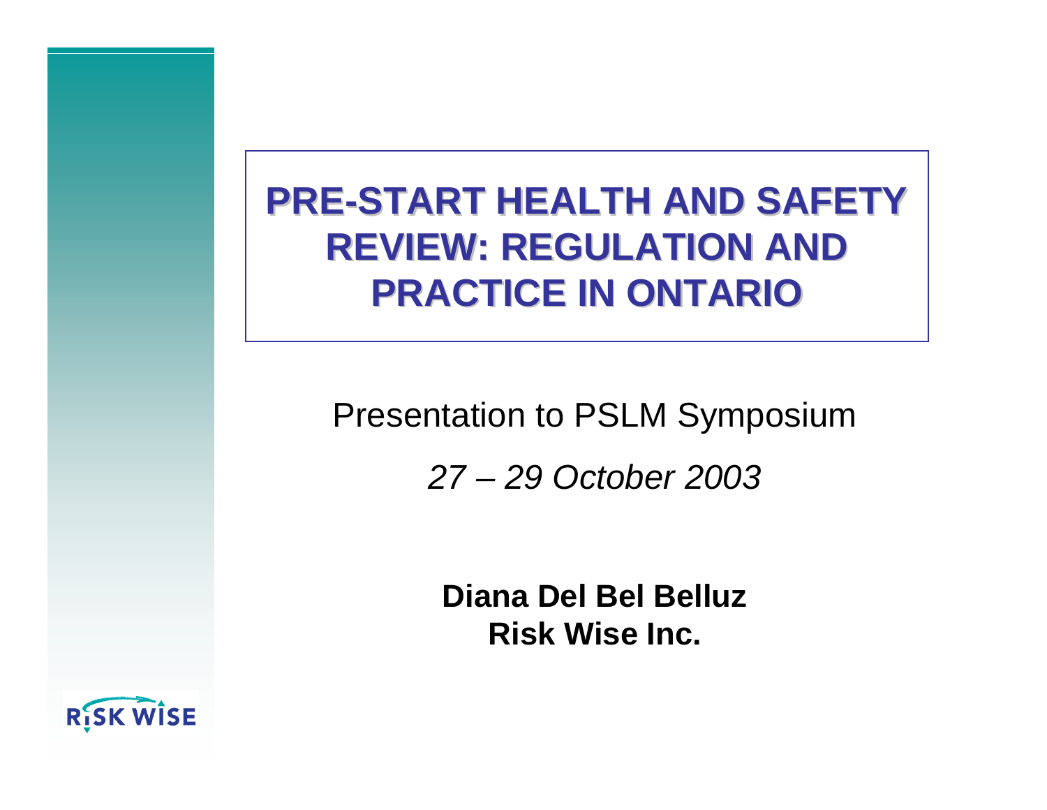# PRE-START HEALTH AND SAFETY REVIEW: REGULATION AND PRACTICE IN ONTARIO

Presentation to PSLM Symposium

*27 – 29 October 2003*

**Diana Del Bel Belluz**
**Risk Wise Inc.**

RISK WISE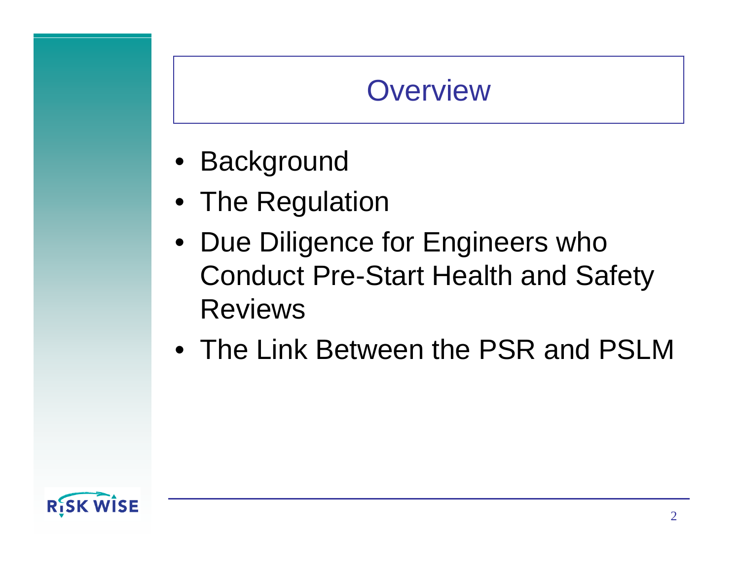# Overview

- Background
- The Regulation
- Due Diligence for Engineers who Conduct Pre-Start Health and Safety Reviews
- The Link Between the PSR and PSLM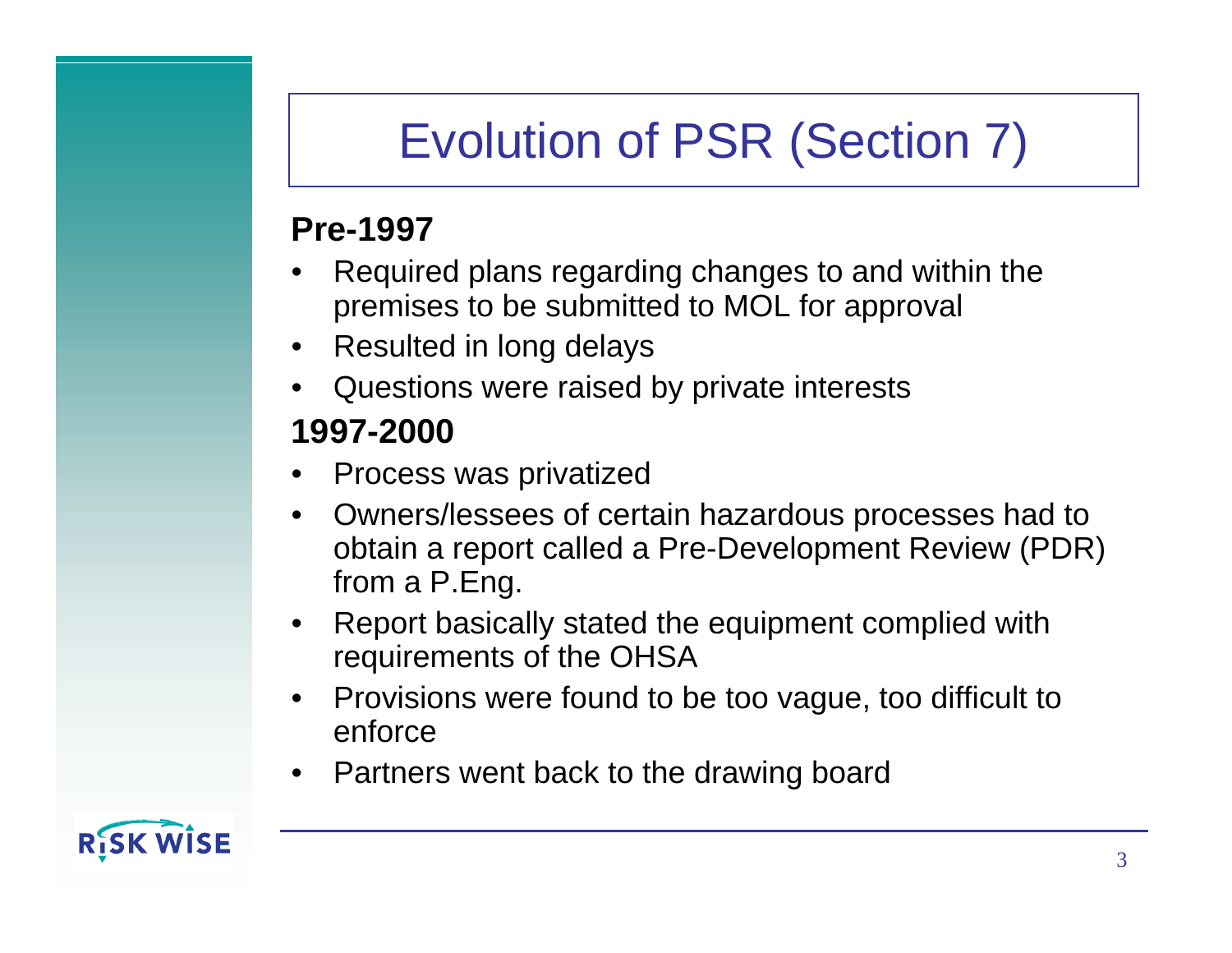# Evolution of PSR (Section 7)

**Pre-1997**

- Required plans regarding changes to and within the premises to be submitted to MOL for approval
- Resulted in long delays
- Questions were raised by private interests

**1997-2000**

- Process was privatized
- Owners/lessees of certain hazardous processes had to obtain a report called a Pre-Development Review (PDR) from a P.Eng.
- Report basically stated the equipment complied with requirements of the OHSA
- Provisions were found to be too vague, too difficult to enforce
- Partners went back to the drawing board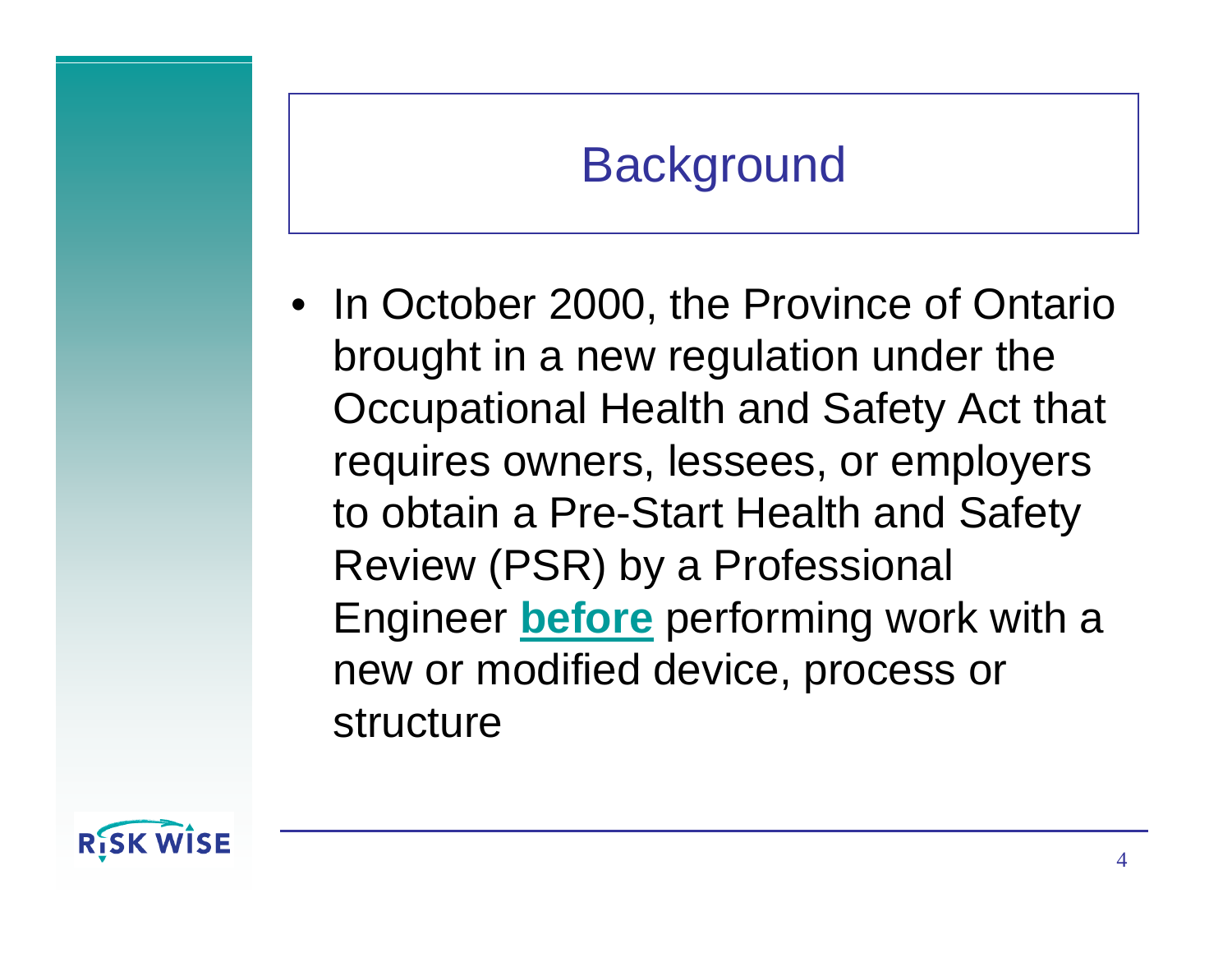# Background

- In October 2000, the Province of Ontario brought in a new regulation under the Occupational Health and Safety Act that requires owners, lessees, or employers to obtain a Pre-Start Health and Safety Review (PSR) by a Professional Engineer **before** performing work with a new or modified device, process or structure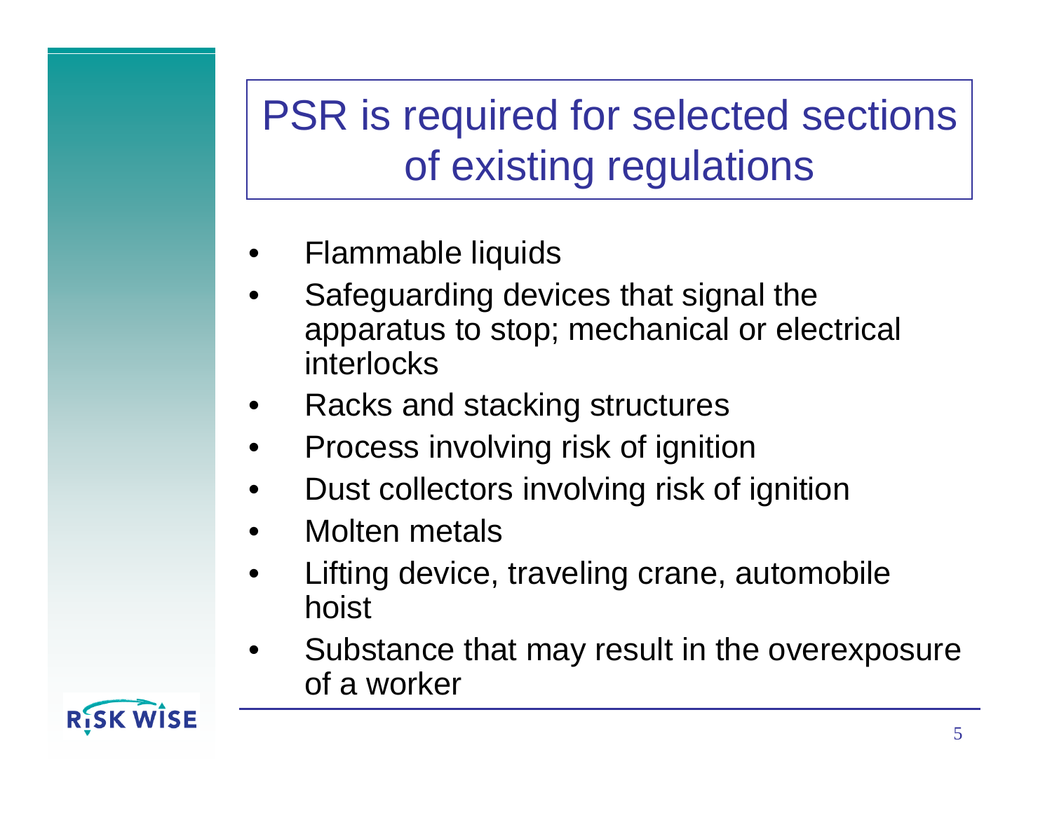# PSR is required for selected sections of existing regulations

- Flammable liquids
- Safeguarding devices that signal the apparatus to stop; mechanical or electrical interlocks
- Racks and stacking structures
- Process involving risk of ignition
- Dust collectors involving risk of ignition
- Molten metals
- Lifting device, traveling crane, automobile hoist
- Substance that may result in the overexposure of a worker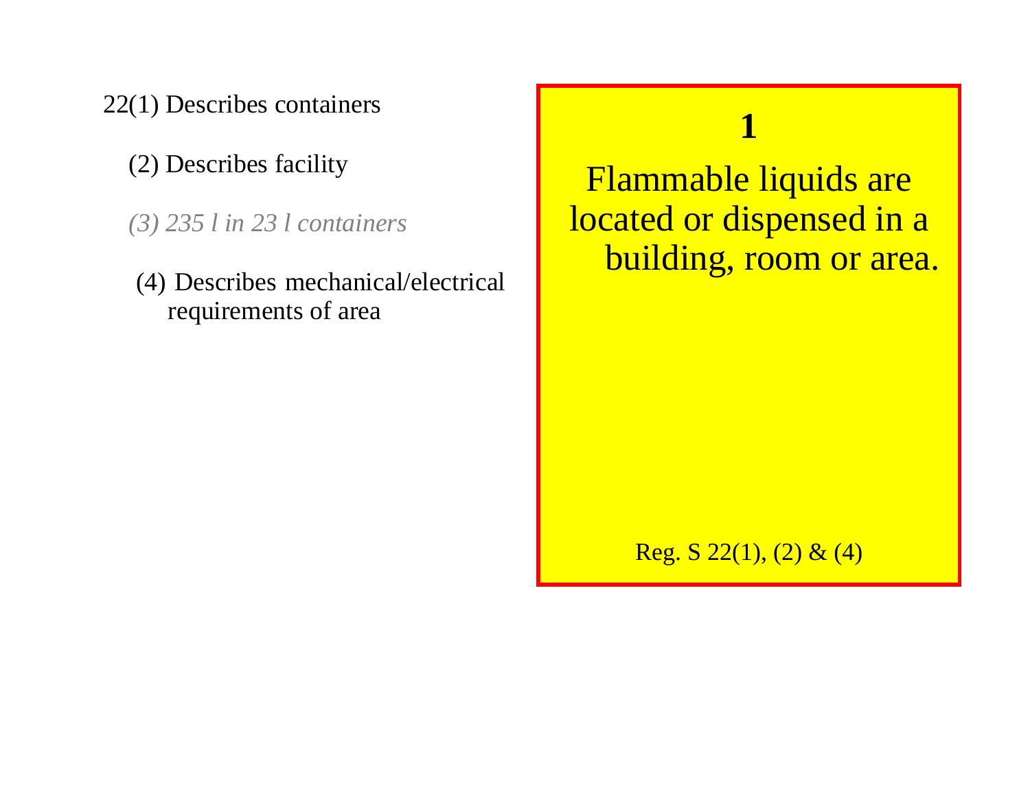22(1) Describes containers

(2) Describes facility

*(3) 235 l in 23 l containers*

(4) Describes mechanical/electrical requirements of area

**1**

Flammable liquids are located or dispensed in a building, room or area.

Reg. S 22(1), (2) & (4)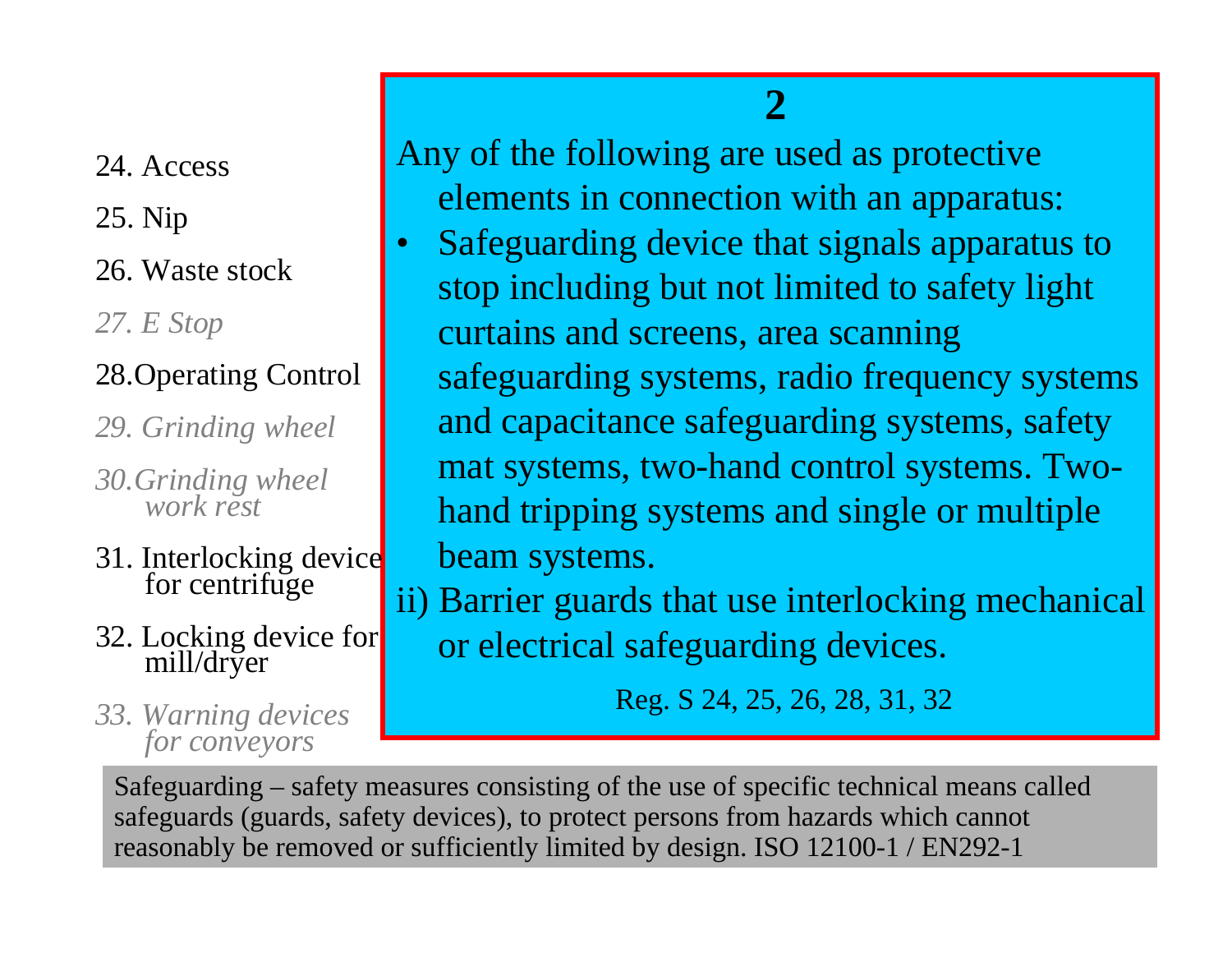24. Access
25. Nip
26. Waste stock
27. *E Stop*
28. Operating Control
29. *Grinding wheel*
30. *Grinding wheel work rest*
31. Interlocking device for centrifuge
32. Locking device for mill/dryer
33. *Warning devices for conveyors*

## 2

Any of the following are used as protective elements in connection with an apparatus:

- Safeguarding device that signals apparatus to stop including but not limited to safety light curtains and screens, area scanning safeguarding systems, radio frequency systems and capacitance safeguarding systems, safety mat systems, two-hand control systems. Two-hand tripping systems and single or multiple beam systems.

ii) Barrier guards that use interlocking mechanical or electrical safeguarding devices.

Reg. S 24, 25, 26, 28, 31, 32

Safeguarding – safety measures consisting of the use of specific technical means called safeguards (guards, safety devices), to protect persons from hazards which cannot reasonably be removed or sufficiently limited by design. ISO 12100-1 / EN292-1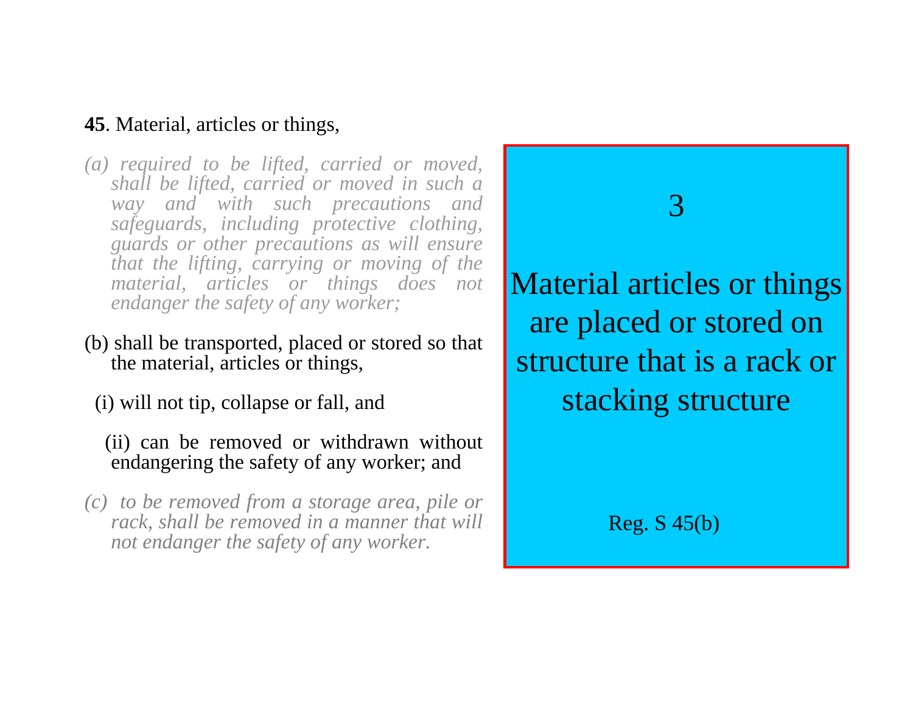**45**. Material, articles or things,

*(a) required to be lifted, carried or moved, shall be lifted, carried or moved in such a way and with such precautions and safeguards, including protective clothing, guards or other precautions as will ensure that the lifting, carrying or moving of the material, articles or things does not endanger the safety of any worker;*

(b) shall be transported, placed or stored so that the material, articles or things,

(i) will not tip, collapse or fall, and

(ii) can be removed or withdrawn without endangering the safety of any worker; and

*(c) to be removed from a storage area, pile or rack, shall be removed in a manner that will not endanger the safety of any worker.*

3

Material articles or things are placed or stored on structure that is a rack or stacking structure

Reg. S 45(b)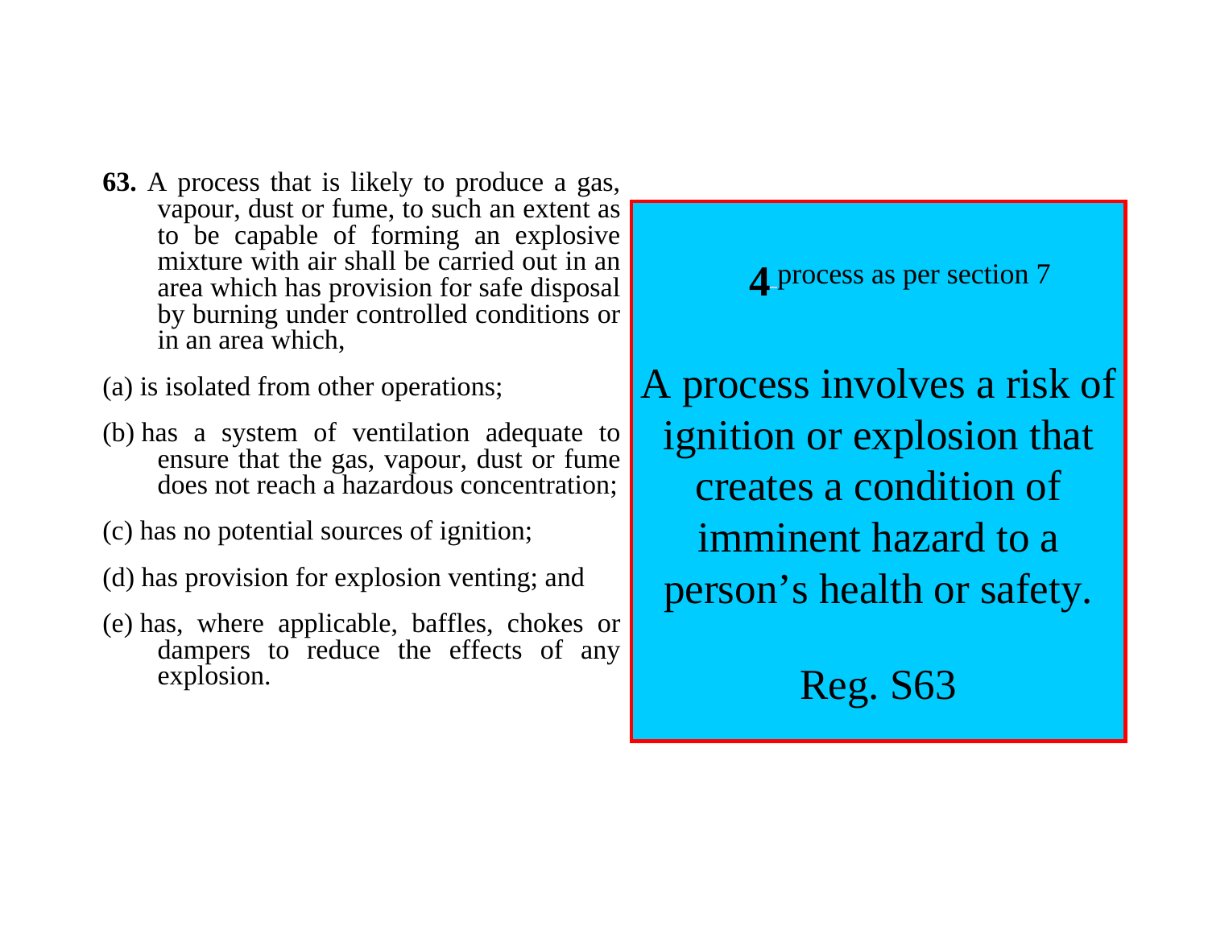**63.** A process that is likely to produce a gas, vapour, dust or fume, to such an extent as to be capable of forming an explosive mixture with air shall be carried out in an area which has provision for safe disposal by burning under controlled conditions or in an area which,

(a) is isolated from other operations;

(b) has a system of ventilation adequate to ensure that the gas, vapour, dust or fume does not reach a hazardous concentration;

(c) has no potential sources of ignition;

(d) has provision for explosion venting; and

(e) has, where applicable, baffles, chokes or dampers to reduce the effects of any explosion.

**4** process as per section 7

A process involves a risk of ignition or explosion that creates a condition of imminent hazard to a person's health or safety.

Reg. S63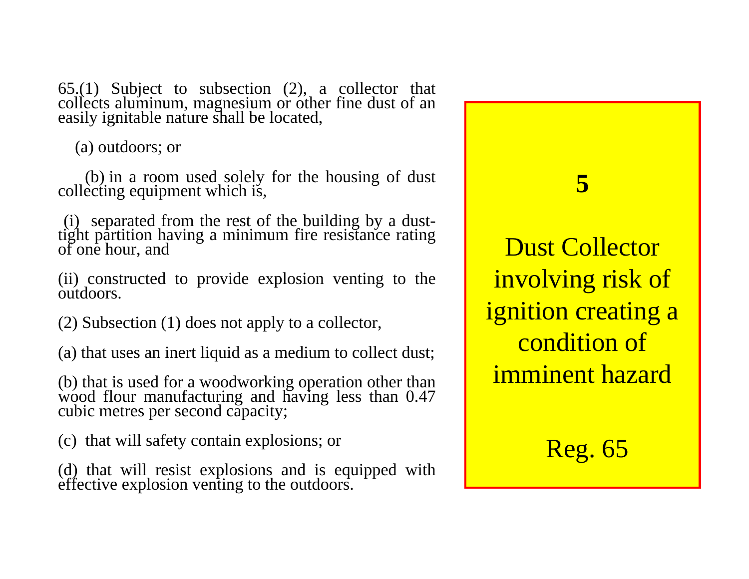65.(1) Subject to subsection (2), a collector that collects aluminum, magnesium or other fine dust of an easily ignitable nature shall be located,

(a) outdoors; or

(b) in a room used solely for the housing of dust collecting equipment which is,

(i) separated from the rest of the building by a dust-tight partition having a minimum fire resistance rating of one hour, and

(ii) constructed to provide explosion venting to the outdoors.

(2) Subsection (1) does not apply to a collector,

(a) that uses an inert liquid as a medium to collect dust;

(b) that is used for a woodworking operation other than wood flour manufacturing and having less than 0.47 cubic metres per second capacity;

(c) that will safety contain explosions; or

(d) that will resist explosions and is equipped with effective explosion venting to the outdoors.

**5**

Dust Collector involving risk of ignition creating a condition of imminent hazard

Reg. 65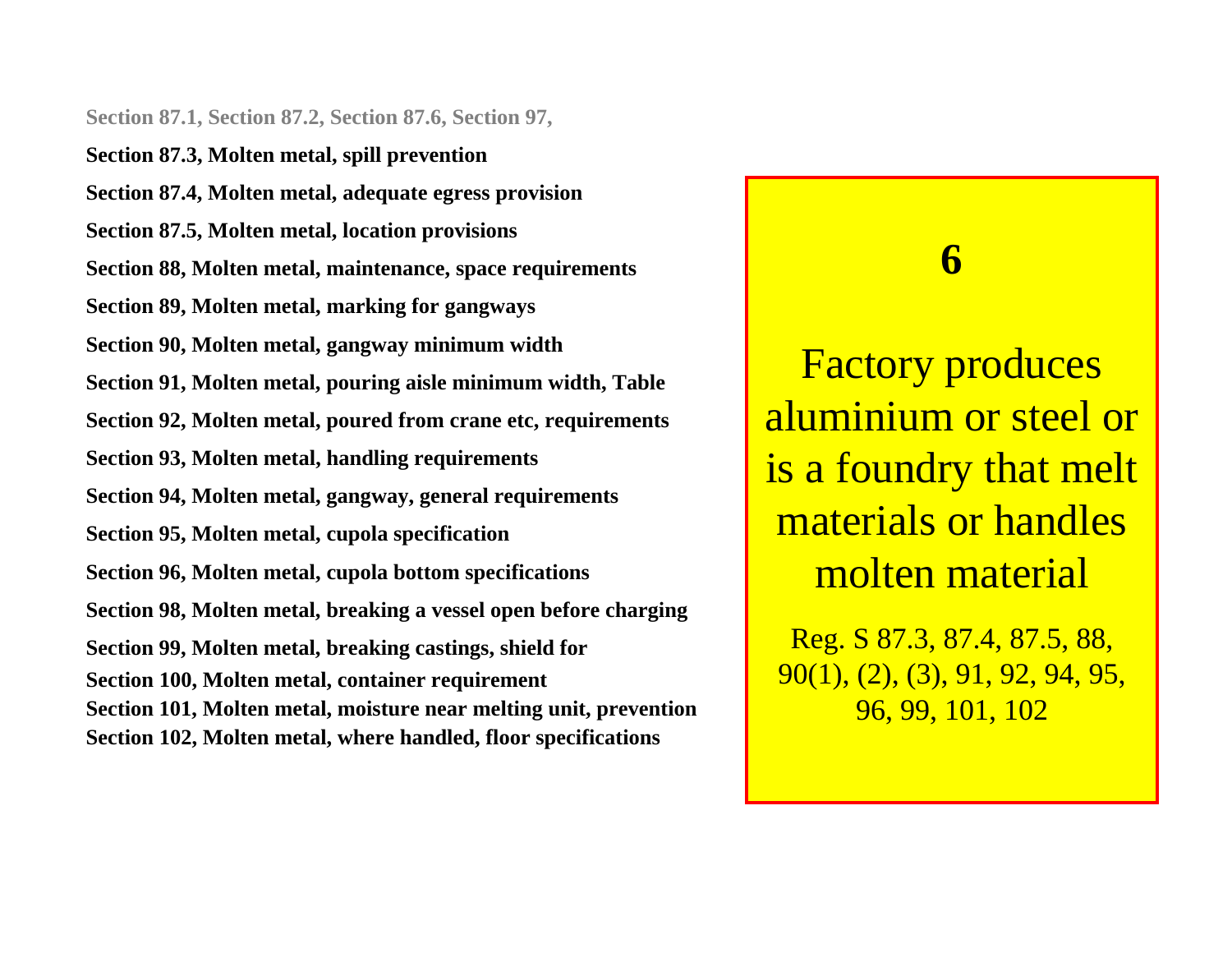Section 87.1, Section 87.2, Section 87.6, Section 97,

**Section 87.3, Molten metal, spill prevention**

**Section 87.4, Molten metal, adequate egress provision**

**Section 87.5, Molten metal, location provisions**

**Section 88, Molten metal, maintenance, space requirements**

**Section 89, Molten metal, marking for gangways**

**Section 90, Molten metal, gangway minimum width**

**Section 91, Molten metal, pouring aisle minimum width, Table**

**Section 92, Molten metal, poured from crane etc, requirements**

**Section 93, Molten metal, handling requirements**

**Section 94, Molten metal, gangway, general requirements**

**Section 95, Molten metal, cupola specification**

**Section 96, Molten metal, cupola bottom specifications**

**Section 98, Molten metal, breaking a vessel open before charging**

**Section 99, Molten metal, breaking castings, shield for**

**Section 100, Molten metal, container requirement**

**Section 101, Molten metal, moisture near melting unit, prevention**

**Section 102, Molten metal, where handled, floor specifications**

**6**

Factory produces aluminium or steel or is a foundry that melt materials or handles molten material

Reg. S 87.3, 87.4, 87.5, 88, 90(1), (2), (3), 91, 92, 94, 95, 96, 99, 101, 102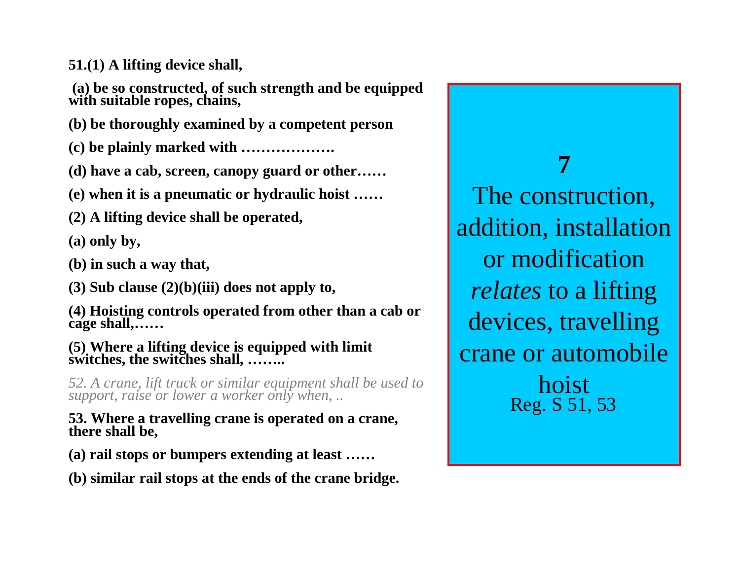**51.(1) A lifting device shall,**

**(a) be so constructed, of such strength and be equipped with suitable ropes, chains,**

**(b) be thoroughly examined by a competent person**

**(c) be plainly marked with ……………….**

**(d) have a cab, screen, canopy guard or other……**

**(e) when it is a pneumatic or hydraulic hoist ……**

**(2) A lifting device shall be operated,**

**(a) only by,**

**(b) in such a way that,**

**(3) Sub clause (2)(b)(iii) does not apply to,**

**(4) Hoisting controls operated from other than a cab or cage shall,……**

**(5) Where a lifting device is equipped with limit switches, the switches shall, ……..**

*52. A crane, lift truck or similar equipment shall be used to support, raise or lower a worker only when, ..*

**53. Where a travelling crane is operated on a crane, there shall be,**

**(a) rail stops or bumpers extending at least ……**

**(b) similar rail stops at the ends of the crane bridge.**

**7**

The construction, addition, installation or modification *relates* to a lifting devices, travelling crane or automobile hoist

Reg. S 51, 53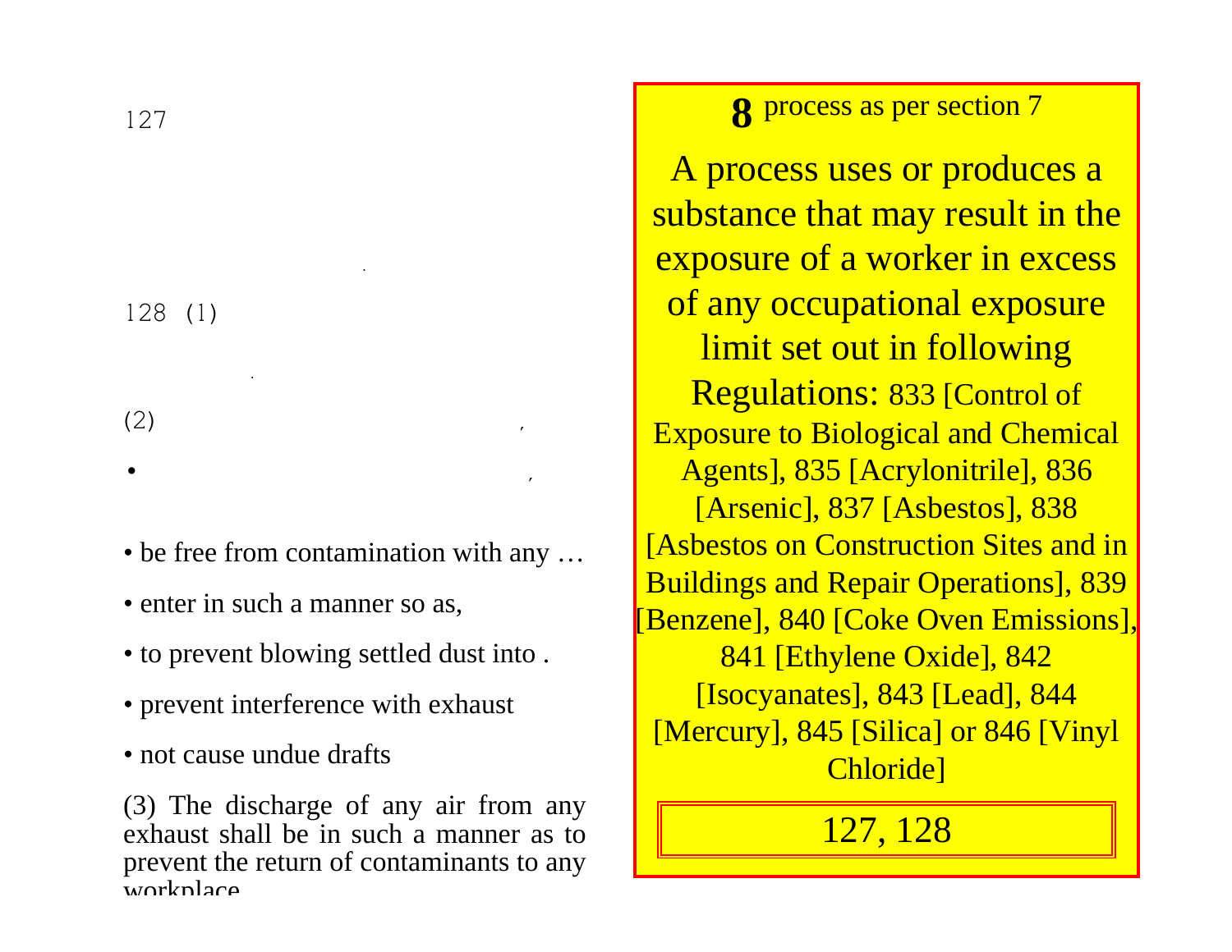127

.

128 (1)

.

(2) ,

• ,

• be free from contamination with any …

• enter in such a manner so as,

• to prevent blowing settled dust into .

• prevent interference with exhaust

• not cause undue drafts

(3) The discharge of any air from any exhaust shall be in such a manner as to prevent the return of contaminants to any workplace

**8** process as per section 7

A process uses or produces a substance that may result in the exposure of a worker in excess of any occupational exposure limit set out in following Regulations: 833 [Control of Exposure to Biological and Chemical Agents], 835 [Acrylonitrile], 836 [Arsenic], 837 [Asbestos], 838 [Asbestos on Construction Sites and in Buildings and Repair Operations], 839 [Benzene], 840 [Coke Oven Emissions], 841 [Ethylene Oxide], 842 [Isocyanates], 843 [Lead], 844 [Mercury], 845 [Silica] or 846 [Vinyl Chloride]

127, 128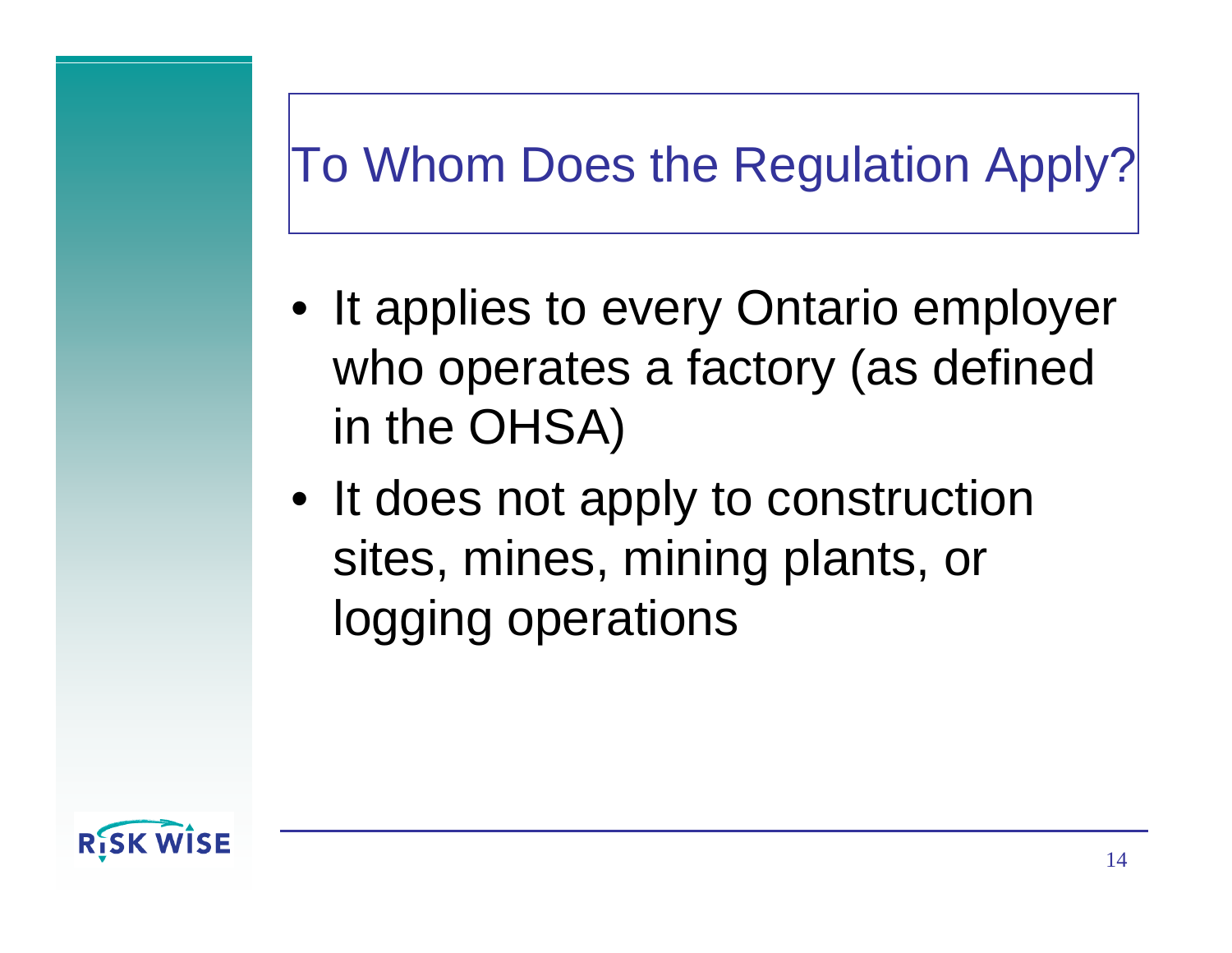# To Whom Does the Regulation Apply?

- It applies to every Ontario employer who operates a factory (as defined in the OHSA)
- It does not apply to construction sites, mines, mining plants, or logging operations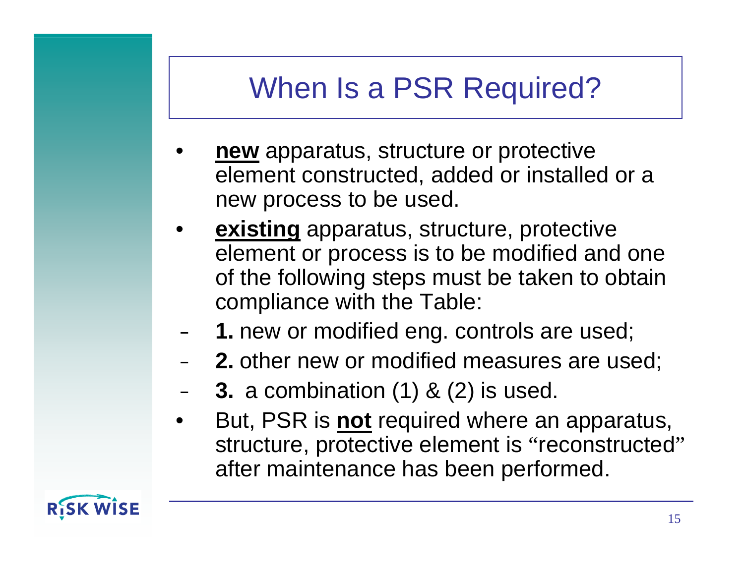# When Is a PSR Required?

- **<u>new</u>** apparatus, structure or protective element constructed, added or installed or a new process to be used.
- **<u>existing</u>** apparatus, structure, protective element or process is to be modified and one of the following steps must be taken to obtain compliance with the Table:
  - **1.** new or modified eng. controls are used;
  - **2.** other new or modified measures are used;
  - **3.** a combination (1) & (2) is used.
- But, PSR is **<u>not</u>** required where an apparatus, structure, protective element is "reconstructed" after maintenance has been performed.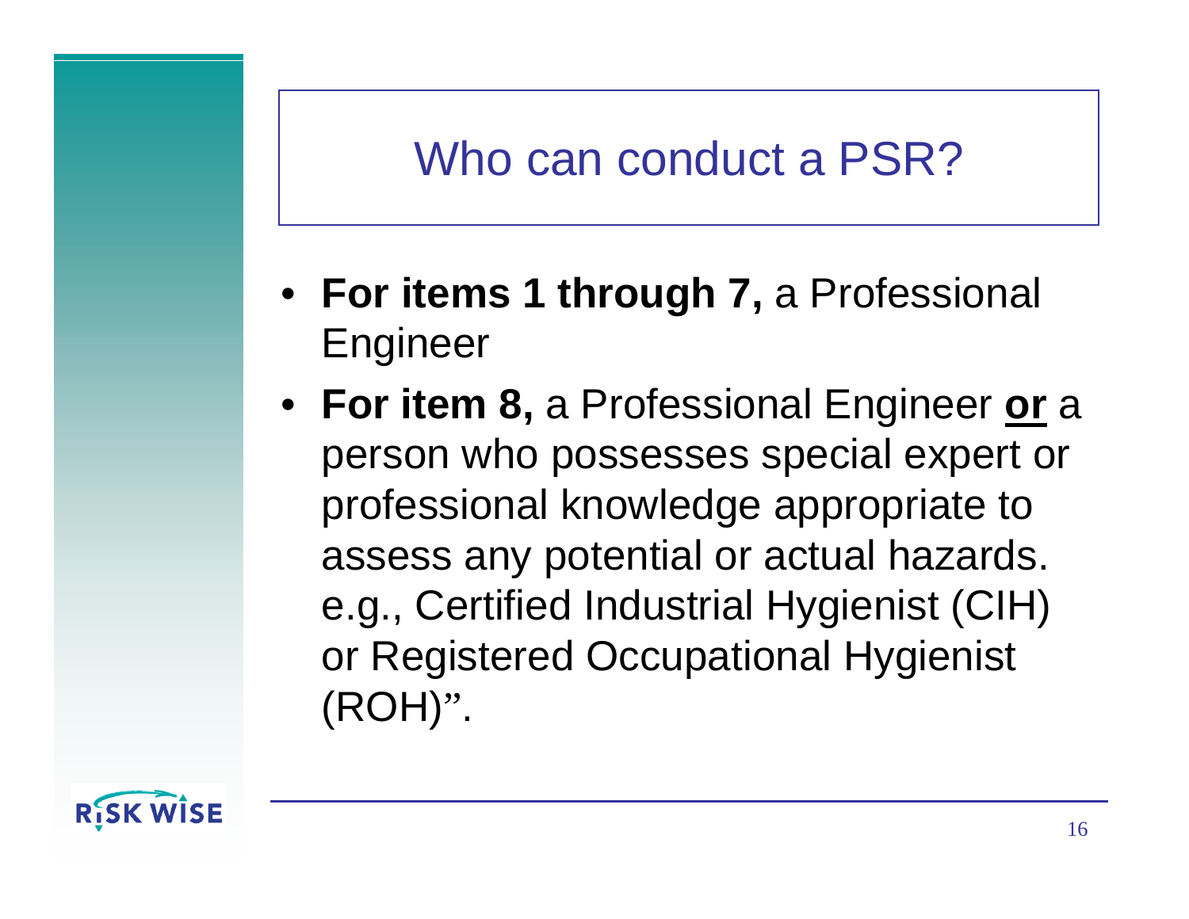# Who can conduct a PSR?

- **For items 1 through 7,** a Professional Engineer
- **For item 8,** a Professional Engineer **or** a person who possesses special expert or professional knowledge appropriate to assess any potential or actual hazards. e.g., Certified Industrial Hygienist (CIH) or Registered Occupational Hygienist (ROH)”.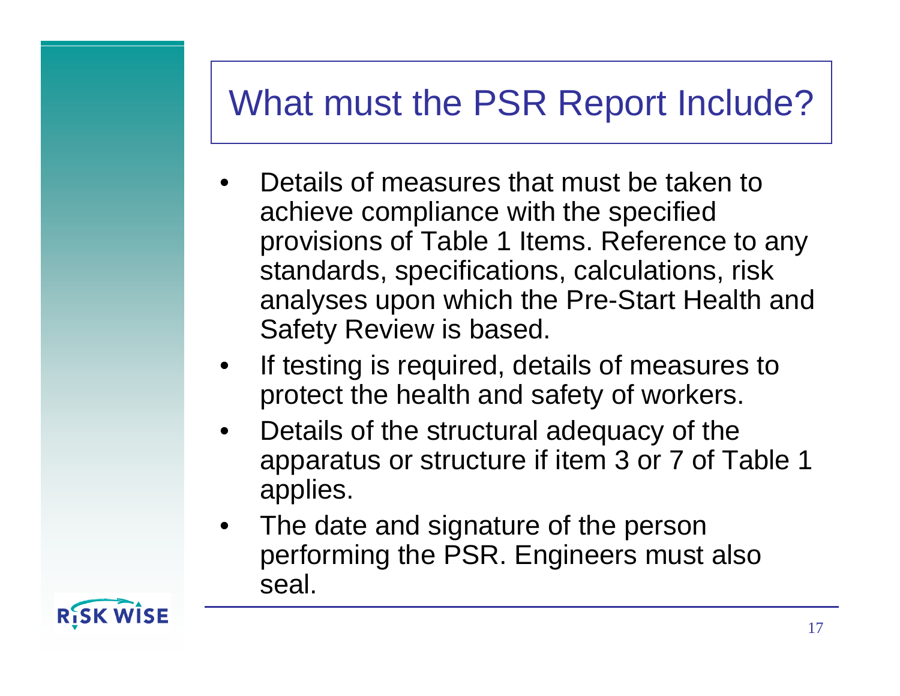# What must the PSR Report Include?

- Details of measures that must be taken to achieve compliance with the specified provisions of Table 1 Items. Reference to any standards, specifications, calculations, risk analyses upon which the Pre-Start Health and Safety Review is based.
- If testing is required, details of measures to protect the health and safety of workers.
- Details of the structural adequacy of the apparatus or structure if item 3 or 7 of Table 1 applies.
- The date and signature of the person performing the PSR. Engineers must also seal.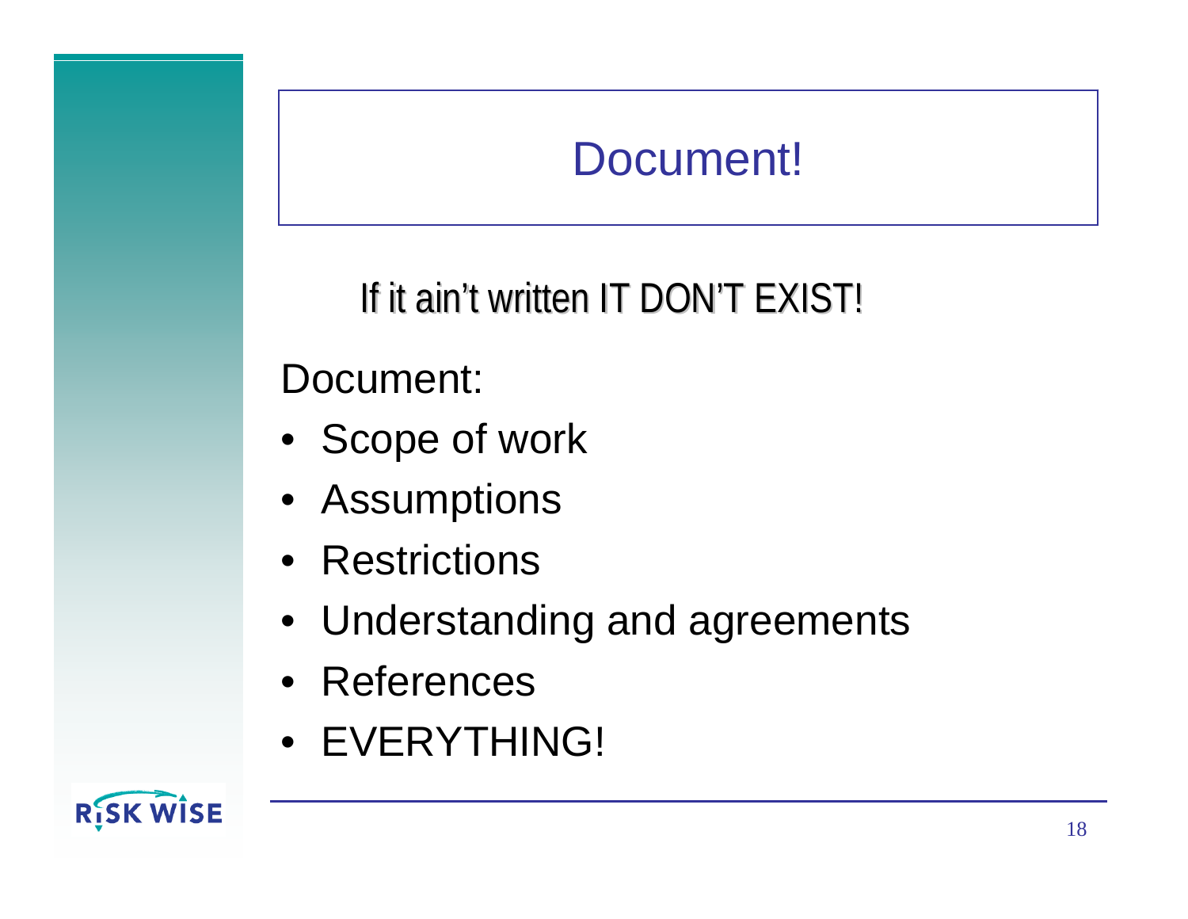# Document!

If it ain't written IT DON'T EXIST!

Document:

- Scope of work
- Assumptions
- Restrictions
- Understanding and agreements
- References
- EVERYTHING!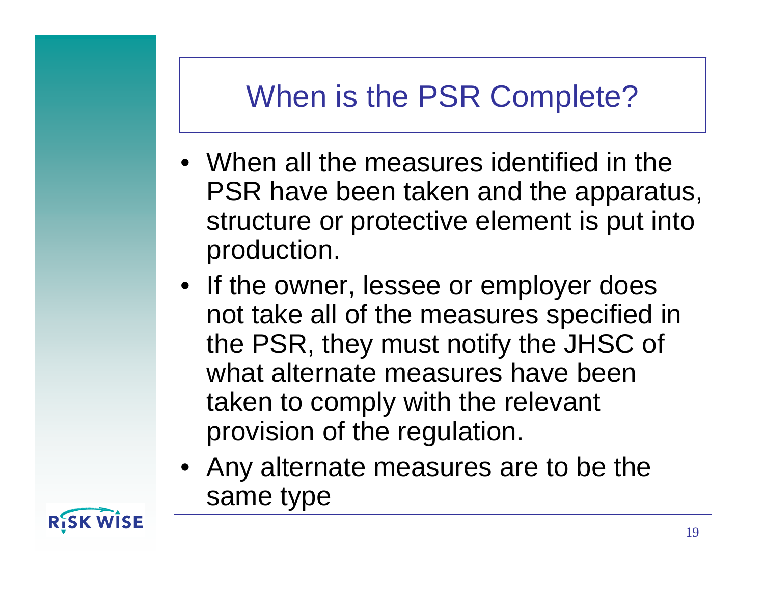# When is the PSR Complete?

- When all the measures identified in the PSR have been taken and the apparatus, structure or protective element is put into production.
- If the owner, lessee or employer does not take all of the measures specified in the PSR, they must notify the JHSC of what alternate measures have been taken to comply with the relevant provision of the regulation.
- Any alternate measures are to be the same type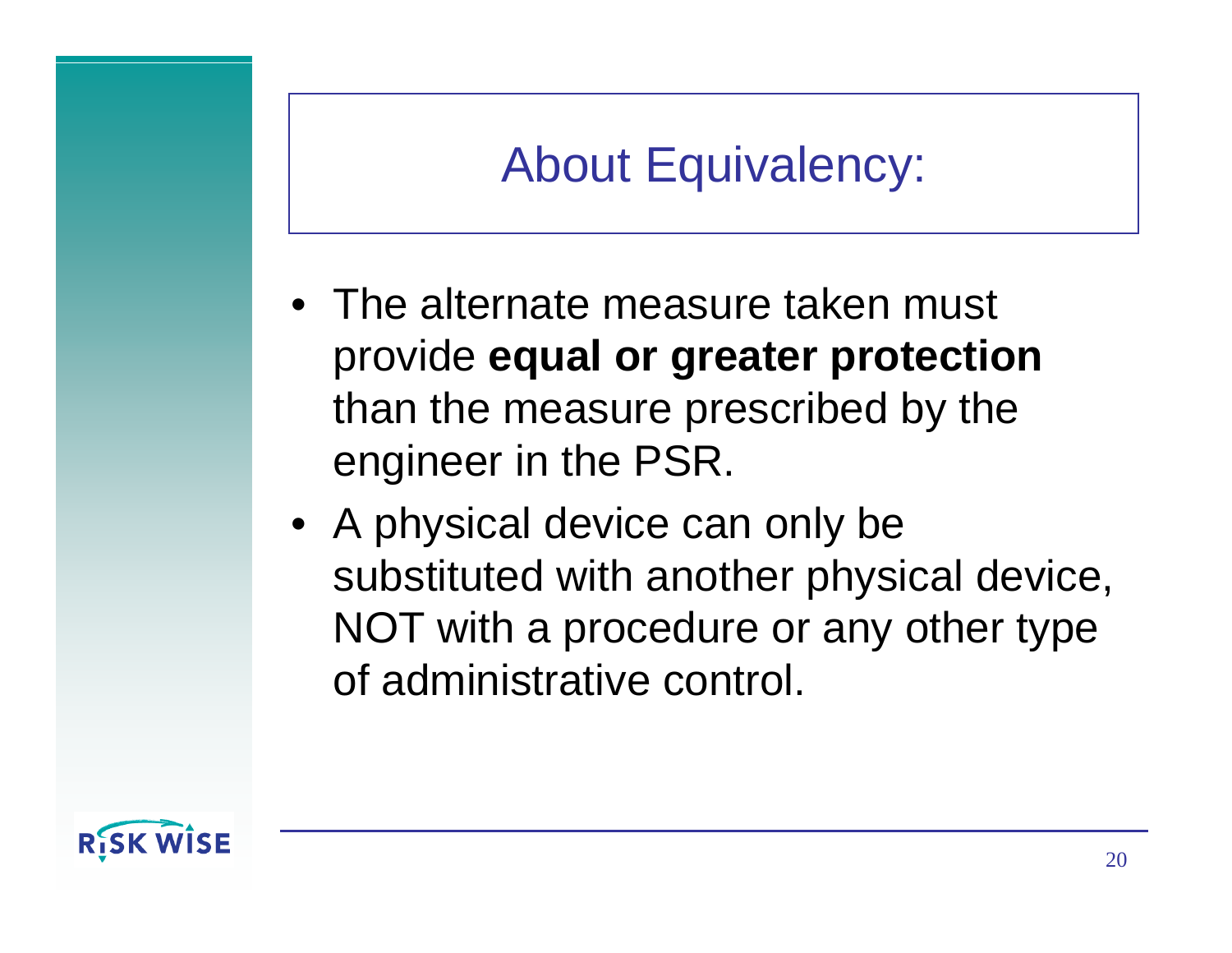# About Equivalency:

- The alternate measure taken must provide **equal or greater protection** than the measure prescribed by the engineer in the PSR.
- A physical device can only be substituted with another physical device, NOT with a procedure or any other type of administrative control.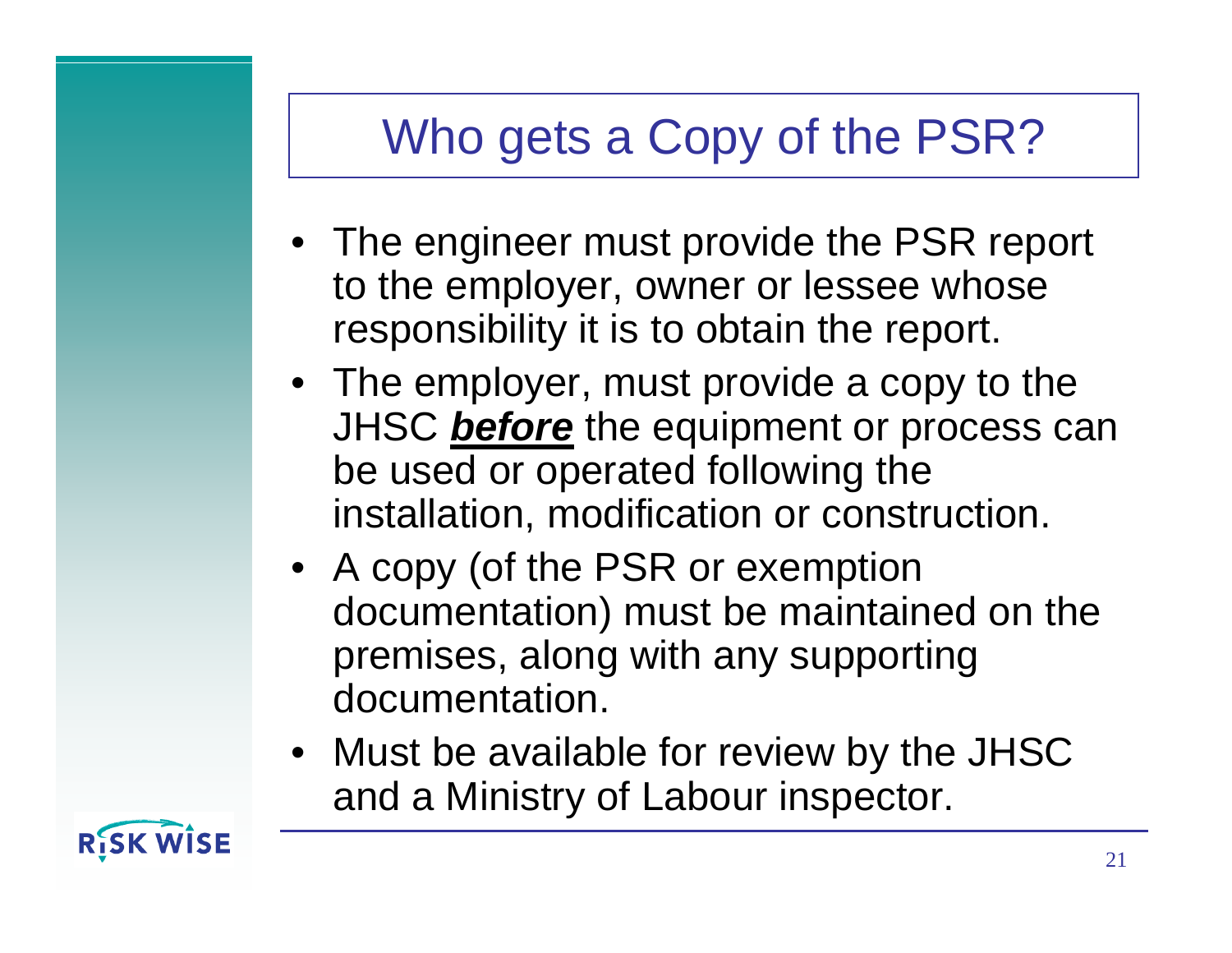# Who gets a Copy of the PSR?

- The engineer must provide the PSR report to the employer, owner or lessee whose responsibility it is to obtain the report.
- The employer, must provide a copy to the JHSC ***before*** the equipment or process can be used or operated following the installation, modification or construction.
- A copy (of the PSR or exemption documentation) must be maintained on the premises, along with any supporting documentation.
- Must be available for review by the JHSC and a Ministry of Labour inspector.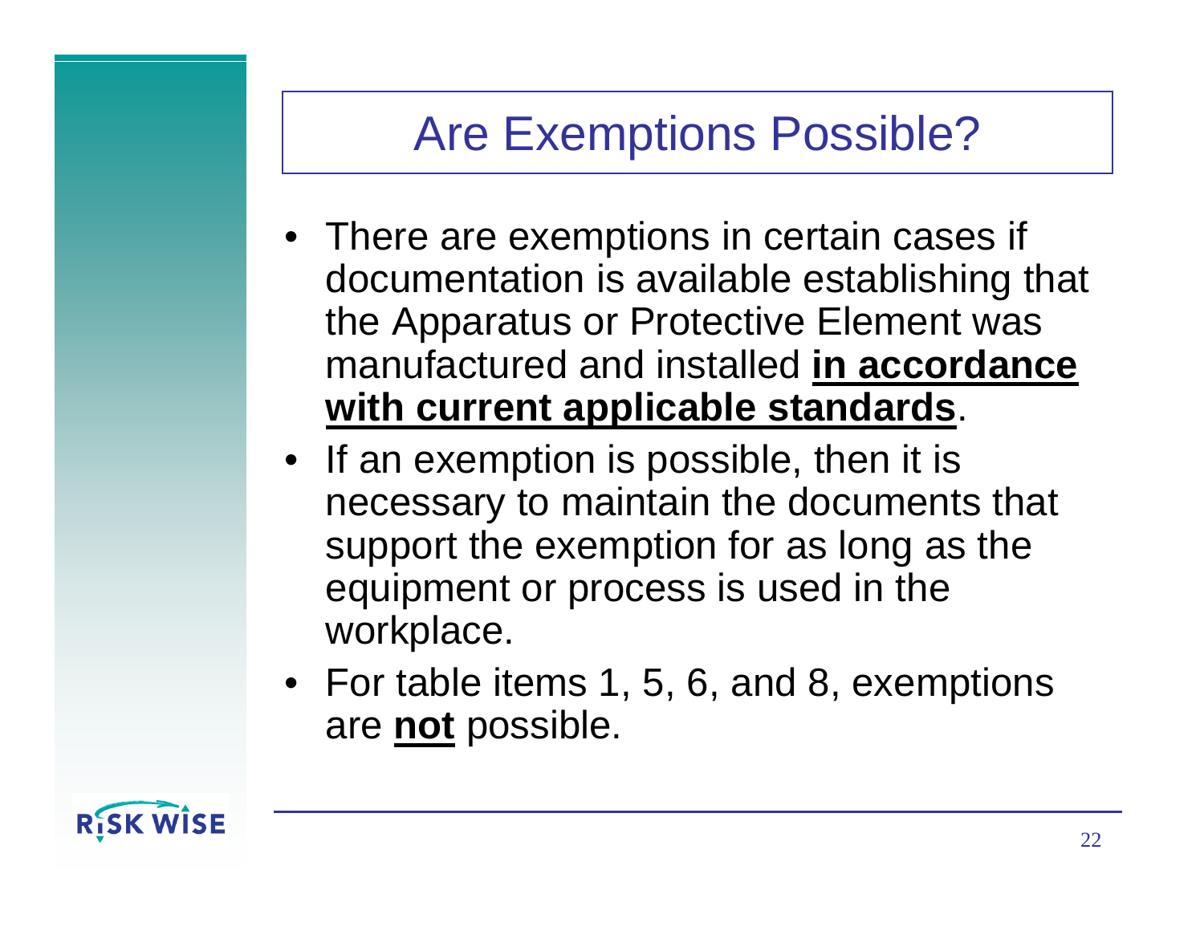# Are Exemptions Possible?

- There are exemptions in certain cases if documentation is available establishing that the Apparatus or Protective Element was manufactured and installed **<u>in accordance with current applicable standards</u>**.
- If an exemption is possible, then it is necessary to maintain the documents that support the exemption for as long as the equipment or process is used in the workplace.
- For table items 1, 5, 6, and 8, exemptions are **<u>not</u>** possible.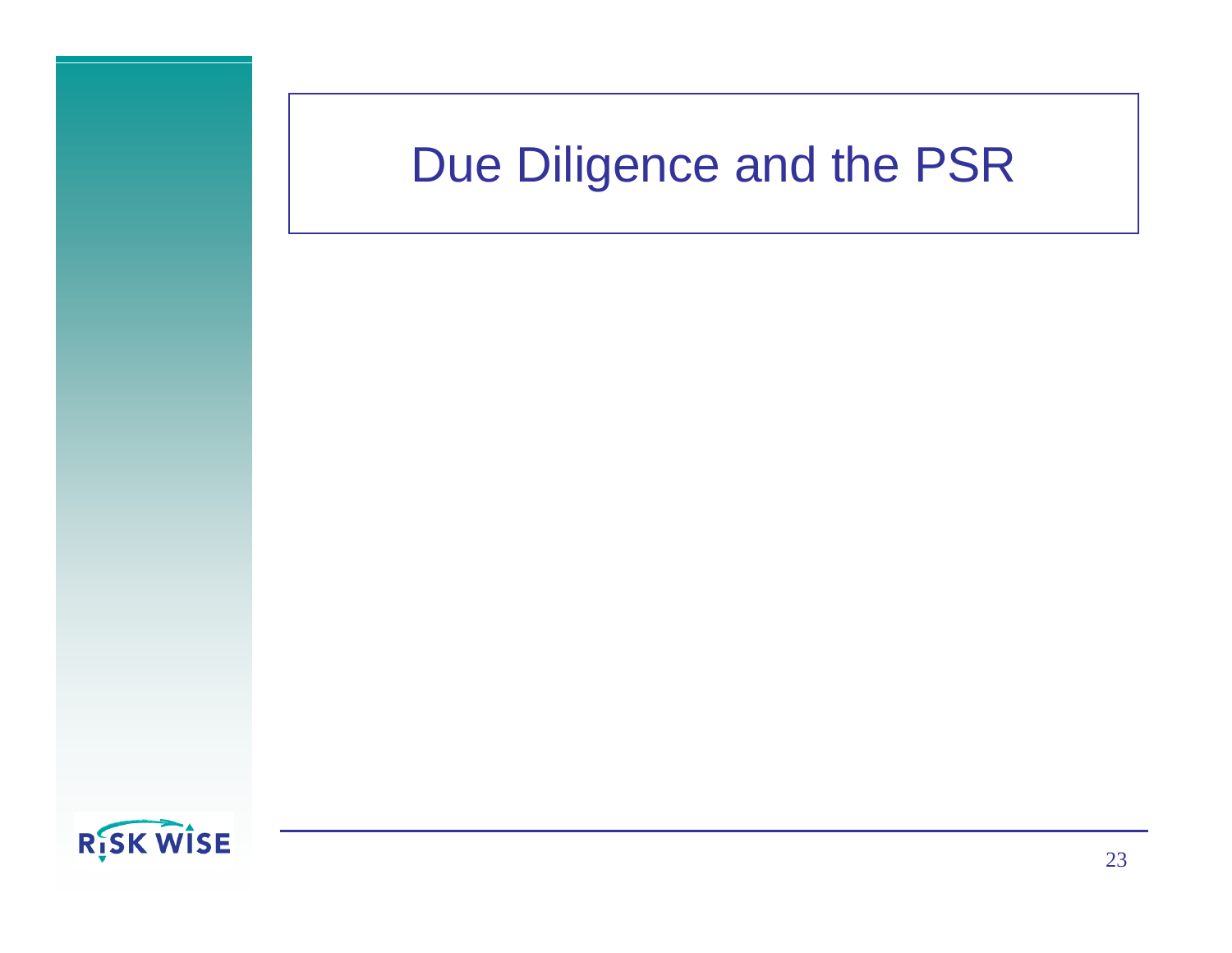# Due Diligence and the PSR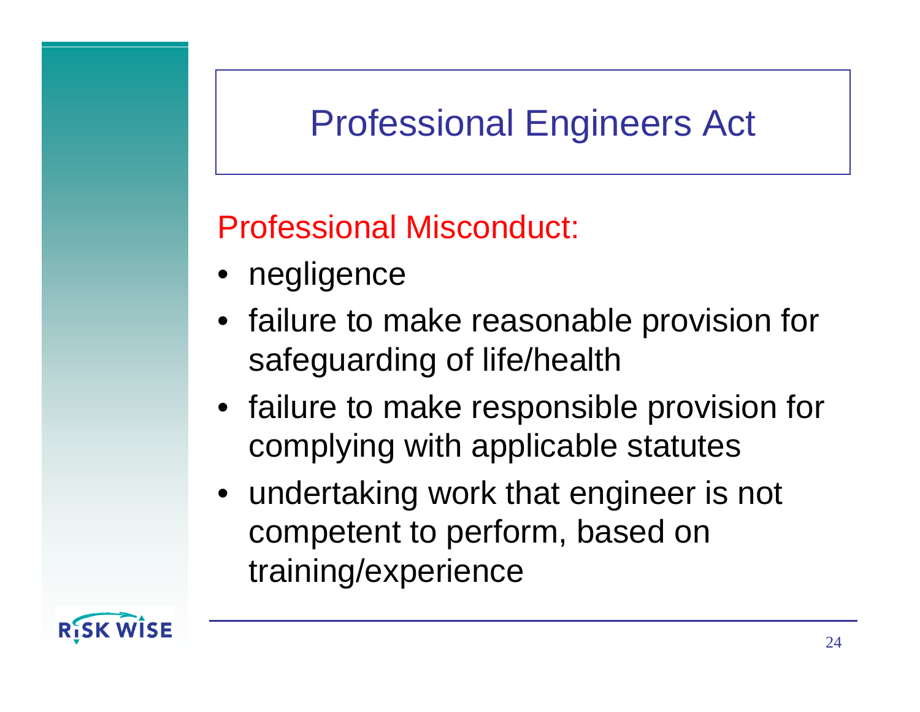# Professional Engineers Act

## Professional Misconduct:

- negligence
- failure to make reasonable provision for safeguarding of life/health
- failure to make responsible provision for complying with applicable statutes
- undertaking work that engineer is not competent to perform, based on training/experience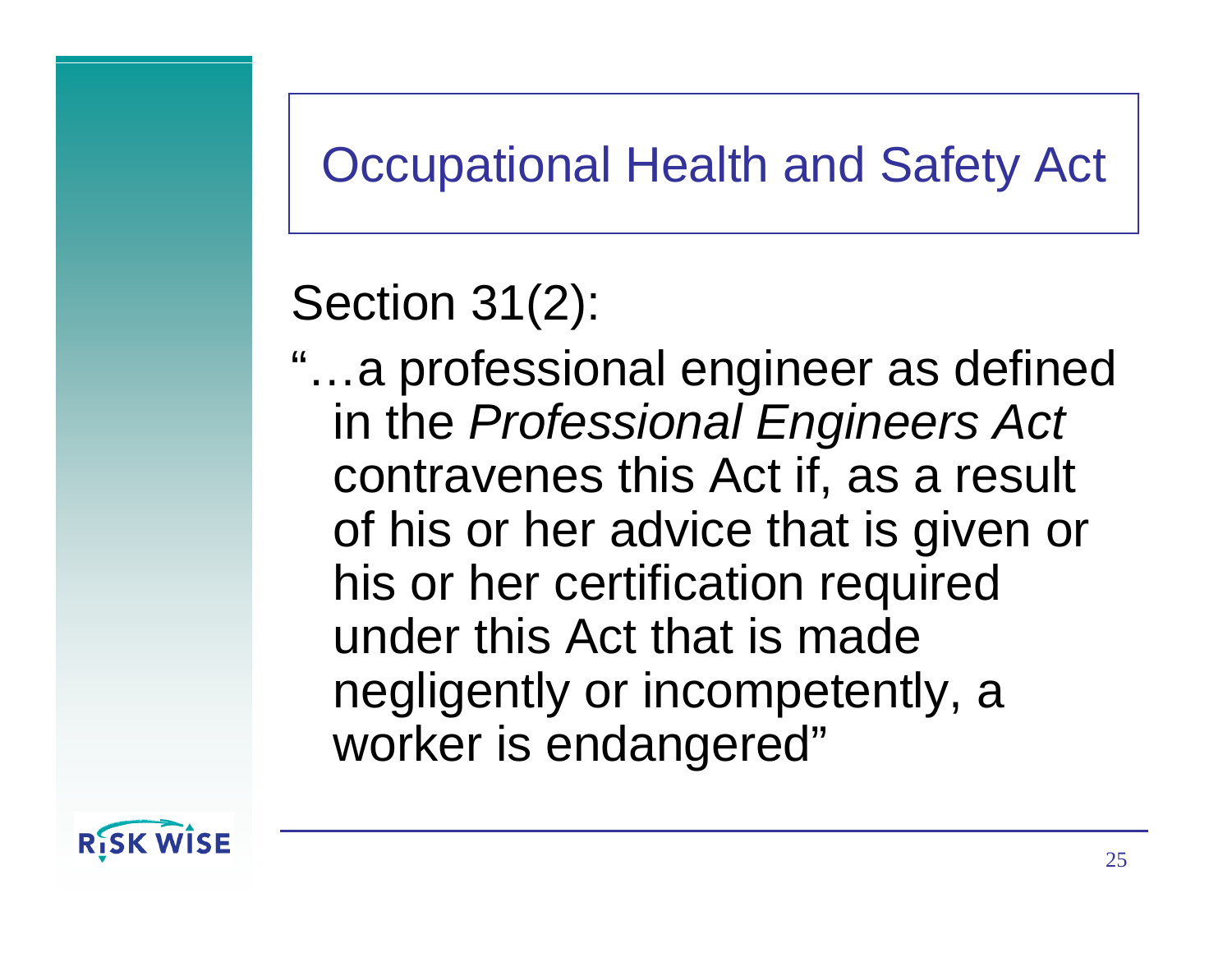# Occupational Health and Safety Act

Section 31(2):

"…a professional engineer as defined in the *Professional Engineers Act* contravenes this Act if, as a result of his or her advice that is given or his or her certification required under this Act that is made negligently or incompetently, a worker is endangered"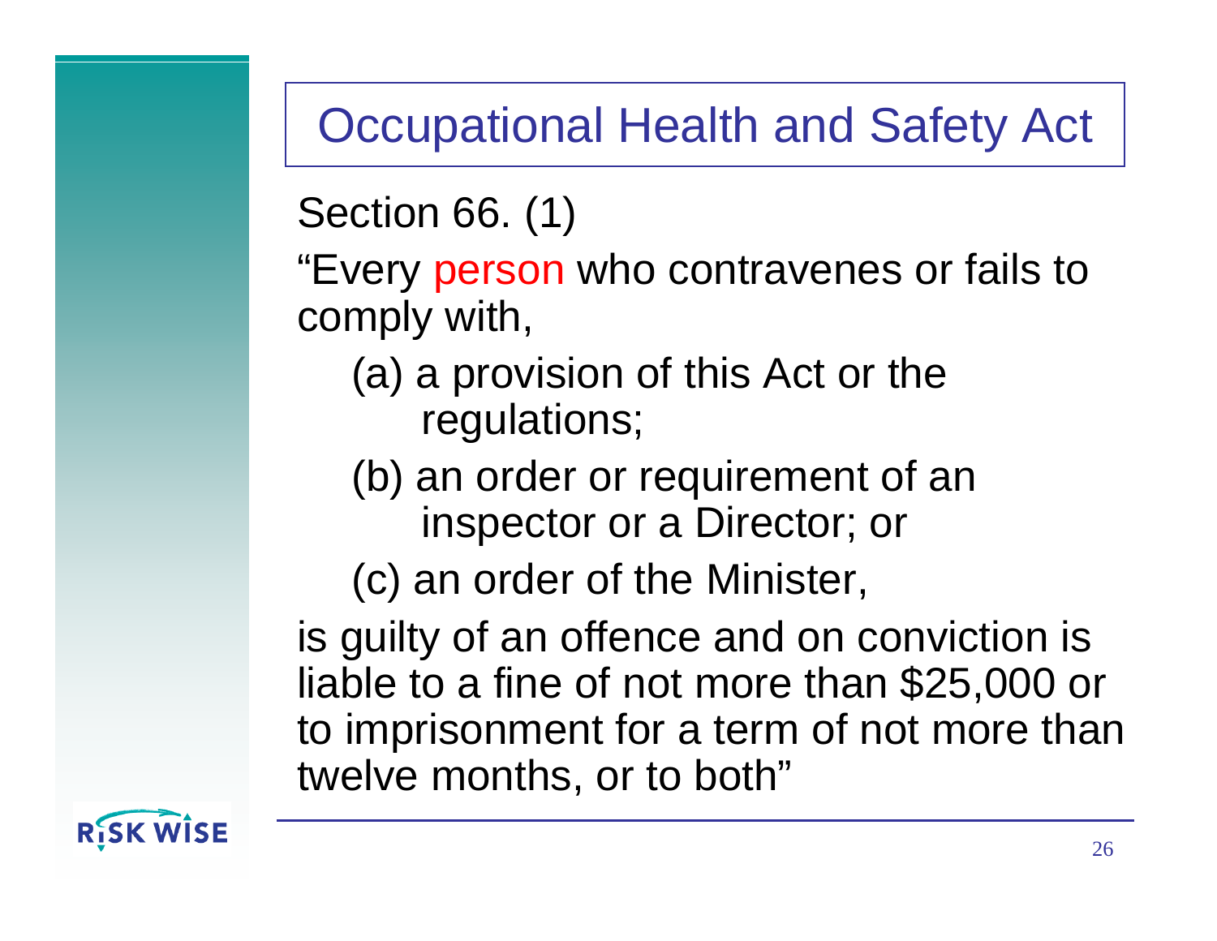# Occupational Health and Safety Act

Section 66. (1)

"Every person who contravenes or fails to comply with,

(a) a provision of this Act or the regulations;

(b) an order or requirement of an inspector or a Director; or

(c) an order of the Minister,

is guilty of an offence and on conviction is liable to a fine of not more than $25,000 or to imprisonment for a term of not more than twelve months, or to both"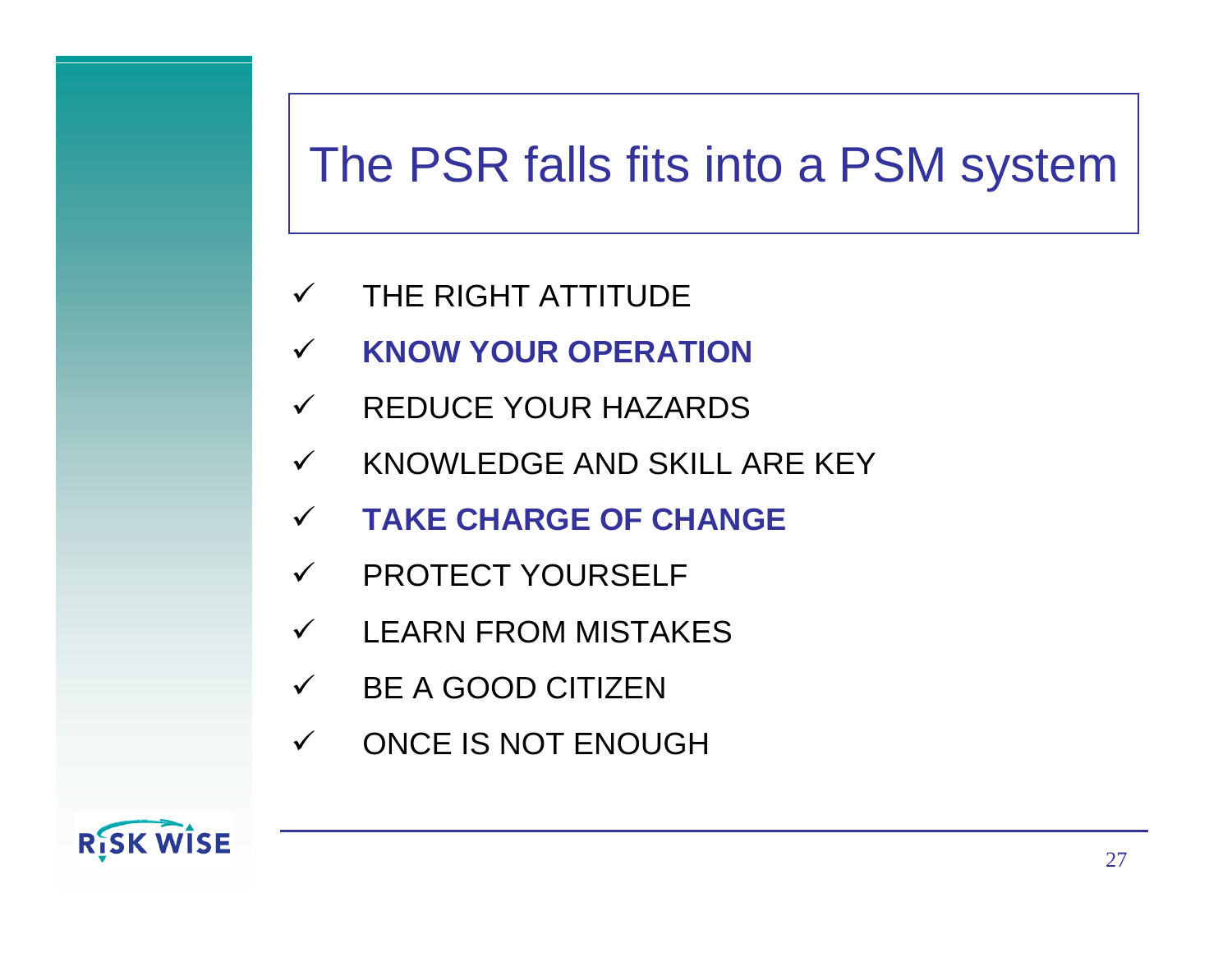# The PSR falls fits into a PSM system

- ✓ THE RIGHT ATTITUDE
- ✓ **KNOW YOUR OPERATION**
- ✓ REDUCE YOUR HAZARDS
- ✓ KNOWLEDGE AND SKILL ARE KEY
- ✓ **TAKE CHARGE OF CHANGE**
- ✓ PROTECT YOURSELF
- ✓ LEARN FROM MISTAKES
- ✓ BE A GOOD CITIZEN
- ✓ ONCE IS NOT ENOUGH

RISK WISE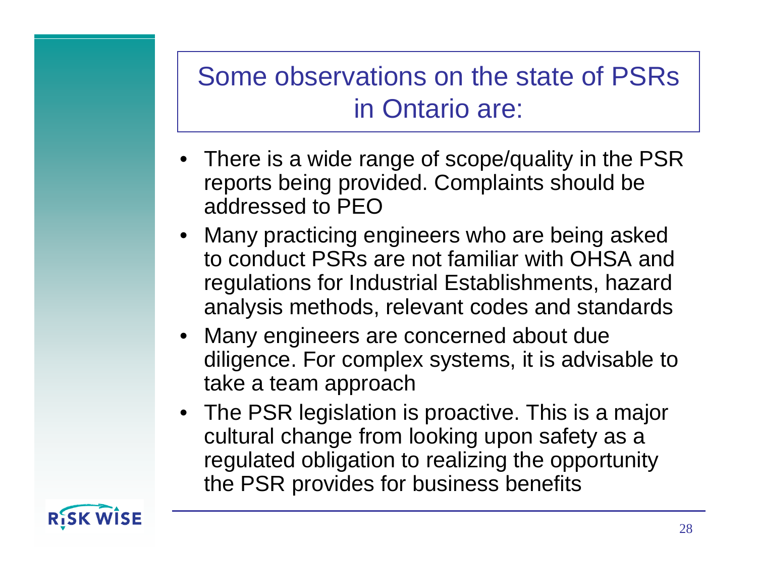# Some observations on the state of PSRs in Ontario are:

- There is a wide range of scope/quality in the PSR reports being provided. Complaints should be addressed to PEO
- Many practicing engineers who are being asked to conduct PSRs are not familiar with OHSA and regulations for Industrial Establishments, hazard analysis methods, relevant codes and standards
- Many engineers are concerned about due diligence. For complex systems, it is advisable to take a team approach
- The PSR legislation is proactive. This is a major cultural change from looking upon safety as a regulated obligation to realizing the opportunity the PSR provides for business benefits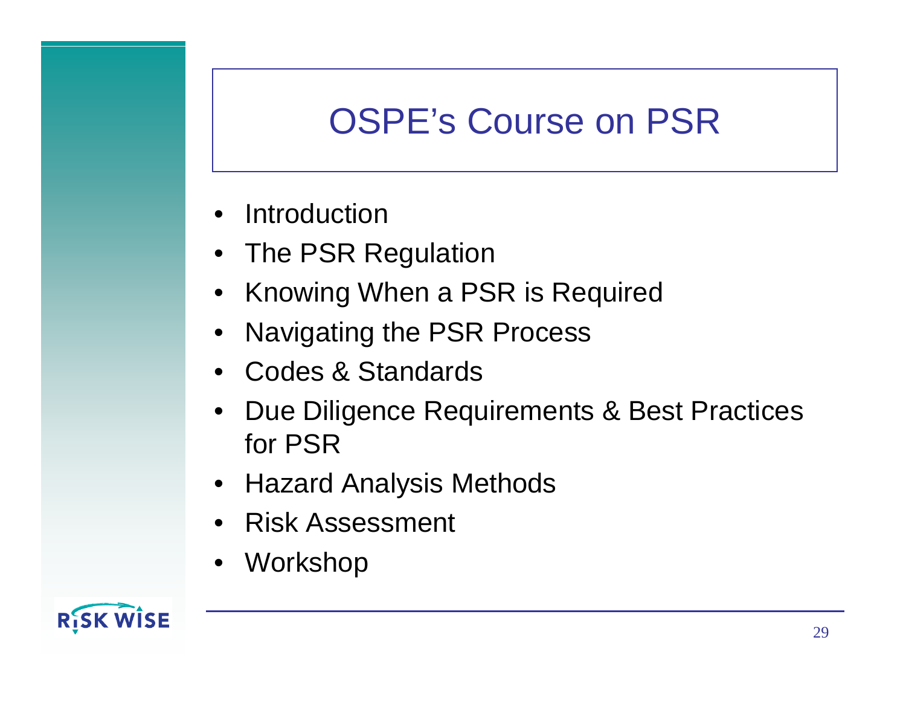# OSPE’s Course on PSR

- Introduction
- The PSR Regulation
- Knowing When a PSR is Required
- Navigating the PSR Process
- Codes & Standards
- Due Diligence Requirements & Best Practices for PSR
- Hazard Analysis Methods
- Risk Assessment
- Workshop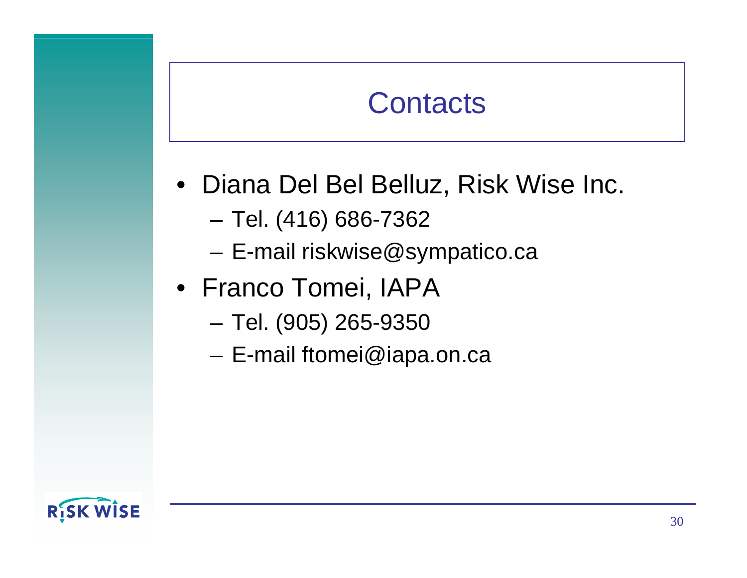# Contacts

- Diana Del Bel Belluz, Risk Wise Inc.
  - Tel. (416) 686-7362
  - E-mail riskwise@sympatico.ca
- Franco Tomei, IAPA
  - Tel. (905) 265-9350
  - E-mail ftomei@iapa.on.ca